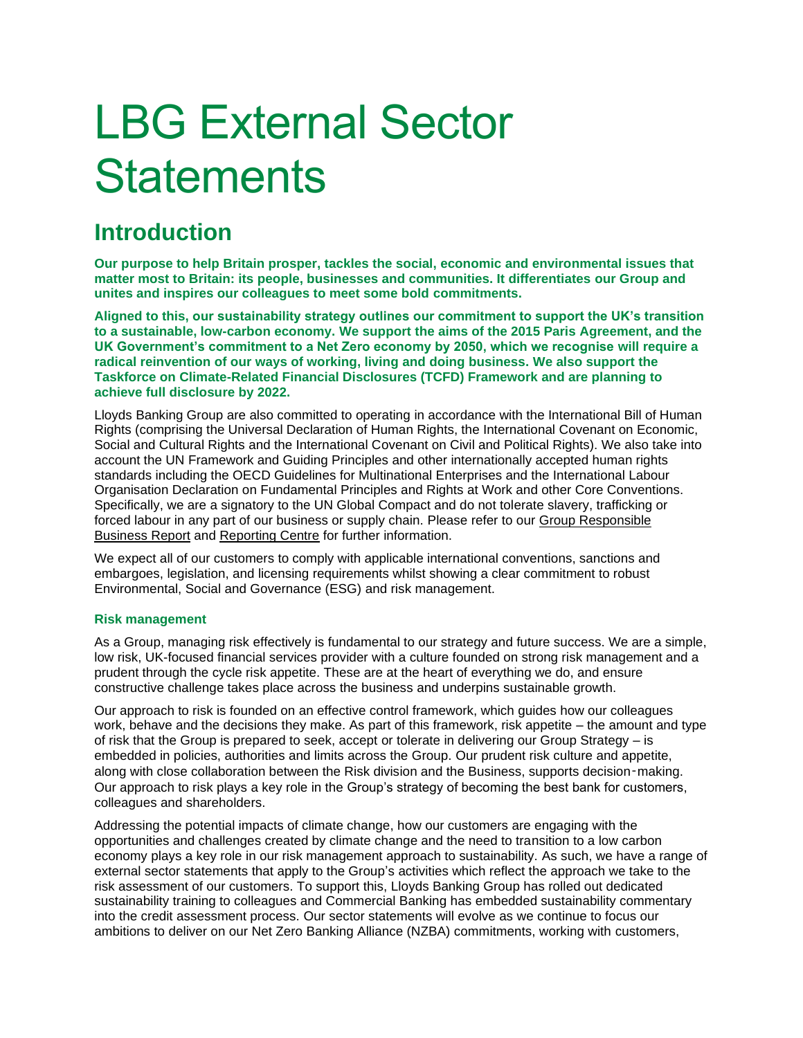# LBG External Sector Statements

## Introduction

**Our purpose to help Britain prosper, tackles the social, economic and environmental issues that matter most to Britain: its people, businesses and communities. It differentiates our Group and unites and inspires our colleagues to meet some bold commitments.**

**Aligned to this, our sustainability strategy outlines our commitment to support the UK's transition to a sustainable, low-carbon economy. We support the aims of the 2015 Paris Agreement, and the UK Government's commitment to a Net Zero economy by 2050, which we recognise will require a radical reinvention of our ways of working, living and doing business. We also support the Taskforce on Climate-Related Financial Disclosures (TCFD) Framework and are planning to achieve full disclosure by 2022.**

Lloyds Banking Group are also committed to operating in accordance with the International Bill of Human Rights (comprising the Universal Declaration of Human Rights, the International Covenant on Economic, Social and Cultural Rights and the International Covenant on Civil and Political Rights). We also take into account the UN Framework and Guiding Principles and other internationally accepted human rights standards including the OECD Guidelines for Multinational Enterprises and the International Labour Organisation Declaration on Fundamental Principles and Rights at Work and other Core Conventions. Specifically, we are a signatory to the UN Global Compact and do not tolerate slavery, trafficking or forced labour in any part of our business or supply chain. Please refer to our Group Responsible Business Report and Reporting Centre for further information.

We expect all of our customers to comply with applicable international conventions, sanctions and embargoes, legislation, and licensing requirements whilst showing a clear commitment to robust Environmental, Social and Governance (ESG) and risk management.

### Risk management

As a Group, managing risk effectively is fundamental to our strategy and future success. We are a simple, low risk, UK-focused financial services provider with a culture founded on strong risk management and a prudent through the cycle risk appetite. These are at the heart of everything we do, and ensure constructive challenge takes place across the business and underpins sustainable growth.

Our approach to risk is founded on an effective control framework, which guides how our colleagues work, behave and the decisions they make. As part of this framework, risk appetite – the amount and type of risk that the Group is prepared to seek, accept or tolerate in delivering our Group Strategy – is embedded in policies, authorities and limits across the Group. Our prudent risk culture and appetite, along with close collaboration between the Risk division and the Business, supports decision-making. Our approach to risk plays a key role in the Group's strategy of becoming the best bank for customers, colleagues and shareholders.

Addressing the potential impacts of climate change, how our customers are engaging with the opportunities and challenges created by climate change and the need to transition to a low carbon economy plays a key role in our risk management approach to sustainability. As such, we have a range of external sector statements that apply to the Group's activities which reflect the approach we take to the risk assessment of our customers. To support this, Lloyds Banking Group has rolled out dedicated sustainability training to colleagues and Commercial Banking has embedded sustainability commentary into the credit assessment process. Our sector statements will evolve as we continue to focus our ambitions to deliver on our Net Zero Banking Alliance (NZBA) commitments, working with customers,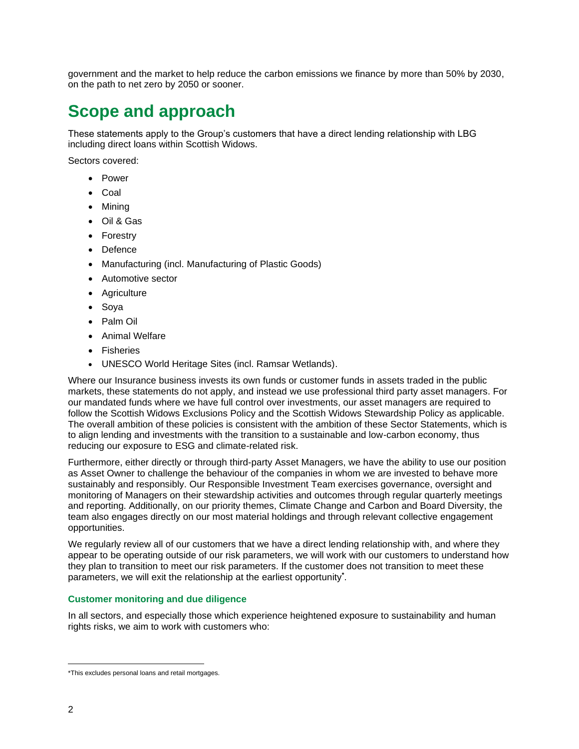government and the market to help reduce the carbon emissions we finance by more than 50% by 2030, on the path to net zero by 2050 or sooner.

# Scope and approach

These statements apply to the Group's customers that have a direct lending relationship with LBG including direct loans within Scottish Widows.

Sectors covered:

- Power
- Coal
- Mining
- Oil & Gas
- Forestry
- Defence
- Manufacturing (incl. Manufacturing of Plastic Goods)
- Automotive sector
- Agriculture
- Soya
- Palm Oil
- Animal Welfare
- Fisheries
- UNESCO World Heritage Sites (incl. Ramsar Wetlands).

Where our Insurance business invests its own funds or customer funds in assets traded in the public markets, these statements do not apply, and instead we use professional third party asset managers. For our mandated funds where we have full control over investments, our asset managers are required to follow the Scottish Widows Exclusions Policy and the Scottish Widows Stewardship Policy as applicable. The overall ambition of these policies is consistent with the ambition of these Sector Statements, which is to align lending and investments with the transition to a sustainable and low-carbon economy, thus reducing our exposure to ESG and climate-related risk.

Furthermore, either directly or through third-party Asset Managers, we have the ability to use our position as Asset Owner to challenge the behaviour of the companies in whom we are invested to behave more sustainably and responsibly. Our Responsible Investment Team exercises governance, oversight and monitoring of Managers on their stewardship activities and outcomes through regular quarterly meetings and reporting. Additionally, on our priority themes, Climate Change and Carbon and Board Diversity, the team also engages directly on our most material holdings and through relevant collective engagement opportunities.

We regularly review all of our customers that we have a direct lending relationship with, and where they appear to be operating outside of our risk parameters, we will work with our customers to understand how they plan to transition to meet our risk parameters. If the customer does not transition to meet these parameters, we will exit the relationship at the earliest opportunity*.

### Customer monitoring and due diligence

In all sectors, and especially those which experience heightened exposure to sustainability and human rights risks, we aim to work with customers who:

*This excludes personal loans and retail mortgages.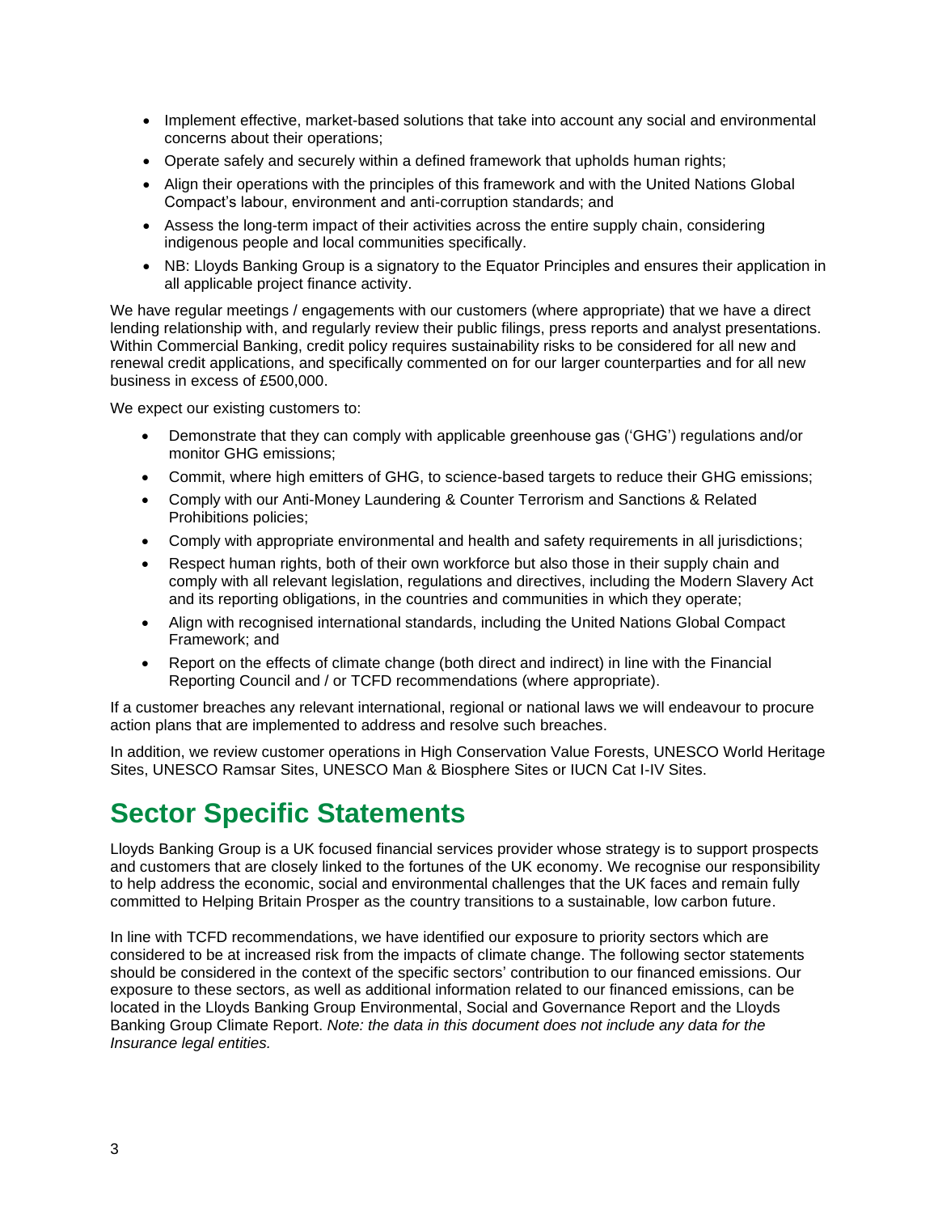- Implement effective, market-based solutions that take into account any social and environmental concerns about their operations;
- Operate safely and securely within a defined framework that upholds human rights;
- Align their operations with the principles of this framework and with the United Nations Global Compact's labour, environment and anti-corruption standards; and
- Assess the long-term impact of their activities across the entire supply chain, considering indigenous people and local communities specifically.
- NB: Lloyds Banking Group is a signatory to the Equator Principles and ensures their application in all applicable project finance activity.

We have regular meetings / engagements with our customers (where appropriate) that we have a direct lending relationship with, and regularly review their public filings, press reports and analyst presentations. Within Commercial Banking, credit policy requires sustainability risks to be considered for all new and renewal credit applications, and specifically commented on for our larger counterparties and for all new business in excess of £500,000.

We expect our existing customers to:

- Demonstrate that they can comply with applicable greenhouse gas ('GHG') regulations and/or monitor GHG emissions;
- Commit, where high emitters of GHG, to science-based targets to reduce their GHG emissions;
- Comply with our Anti-Money Laundering & Counter Terrorism and Sanctions & Related Prohibitions policies;
- Comply with appropriate environmental and health and safety requirements in all jurisdictions;
- Respect human rights, both of their own workforce but also those in their supply chain and comply with all relevant legislation, regulations and directives, including the Modern Slavery Act and its reporting obligations, in the countries and communities in which they operate;
- Align with recognised international standards, including the United Nations Global Compact Framework; and
- Report on the effects of climate change (both direct and indirect) in line with the Financial Reporting Council and / or TCFD recommendations (where appropriate).

If a customer breaches any relevant international, regional or national laws we will endeavour to procure action plans that are implemented to address and resolve such breaches.

In addition, we review customer operations in High Conservation Value Forests, UNESCO World Heritage Sites, UNESCO Ramsar Sites, UNESCO Man & Biosphere Sites or IUCN Cat I-IV Sites.

# Sector Specific Statements

Lloyds Banking Group is a UK focused financial services provider whose strategy is to support prospects and customers that are closely linked to the fortunes of the UK economy. We recognise our responsibility to help address the economic, social and environmental challenges that the UK faces and remain fully committed to Helping Britain Prosper as the country transitions to a sustainable, low carbon future.

In line with TCFD recommendations, we have identified our exposure to priority sectors which are considered to be at increased risk from the impacts of climate change. The following sector statements should be considered in the context of the specific sectors' contribution to our financed emissions. Our exposure to these sectors, as well as additional information related to our financed emissions, can be located in the Lloyds Banking Group Environmental, Social and Governance Report and the Lloyds Banking Group Climate Report. *Note: the data in this document does not include any data for the Insurance legal entities.*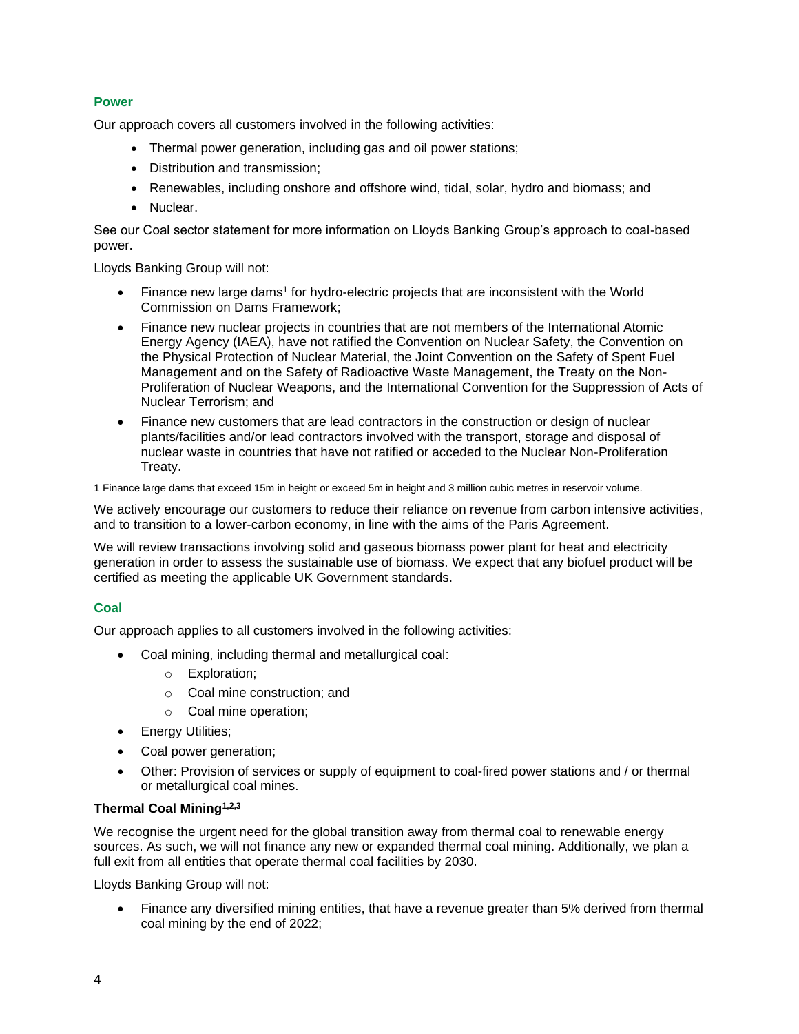## Power

Our approach covers all customers involved in the following activities:

- Thermal power generation, including gas and oil power stations;
- Distribution and transmission;
- Renewables, including onshore and offshore wind, tidal, solar, hydro and biomass; and
- Nuclear.

See our Coal sector statement for more information on Lloyds Banking Group's approach to coal-based power.

Lloyds Banking Group will not:

- Finance new large dams[1] for hydro-electric projects that are inconsistent with the World Commission on Dams Framework;
- Finance new nuclear projects in countries that are not members of the International Atomic Energy Agency (IAEA), have not ratified the Convention on Nuclear Safety, the Convention on the Physical Protection of Nuclear Material, the Joint Convention on the Safety of Spent Fuel Management and on the Safety of Radioactive Waste Management, the Treaty on the Non-Proliferation of Nuclear Weapons, and the International Convention for the Suppression of Acts of Nuclear Terrorism; and
- Finance new customers that are lead contractors in the construction or design of nuclear plants/facilities and/or lead contractors involved with the transport, storage and disposal of nuclear waste in countries that have not ratified or acceded to the Nuclear Non-Proliferation Treaty.

1 Finance large dams that exceed 15m in height or exceed 5m in height and 3 million cubic metres in reservoir volume.

We actively encourage our customers to reduce their reliance on revenue from carbon intensive activities, and to transition to a lower-carbon economy, in line with the aims of the Paris Agreement.

We will review transactions involving solid and gaseous biomass power plant for heat and electricity generation in order to assess the sustainable use of biomass. We expect that any biofuel product will be certified as meeting the applicable UK Government standards.

## Coal

Our approach applies to all customers involved in the following activities:

- Coal mining, including thermal and metallurgical coal:
  - Exploration;
  - Coal mine construction; and
  - Coal mine operation;
- Energy Utilities;
- Coal power generation;
- Other: Provision of services or supply of equipment to coal-fired power stations and / or thermal or metallurgical coal mines.

### Thermal Coal Mining[1,2,3]

We recognise the urgent need for the global transition away from thermal coal to renewable energy sources. As such, we will not finance any new or expanded thermal coal mining. Additionally, we plan a full exit from all entities that operate thermal coal facilities by 2030.

Lloyds Banking Group will not:

- Finance any diversified mining entities, that have a revenue greater than 5% derived from thermal coal mining by the end of 2022;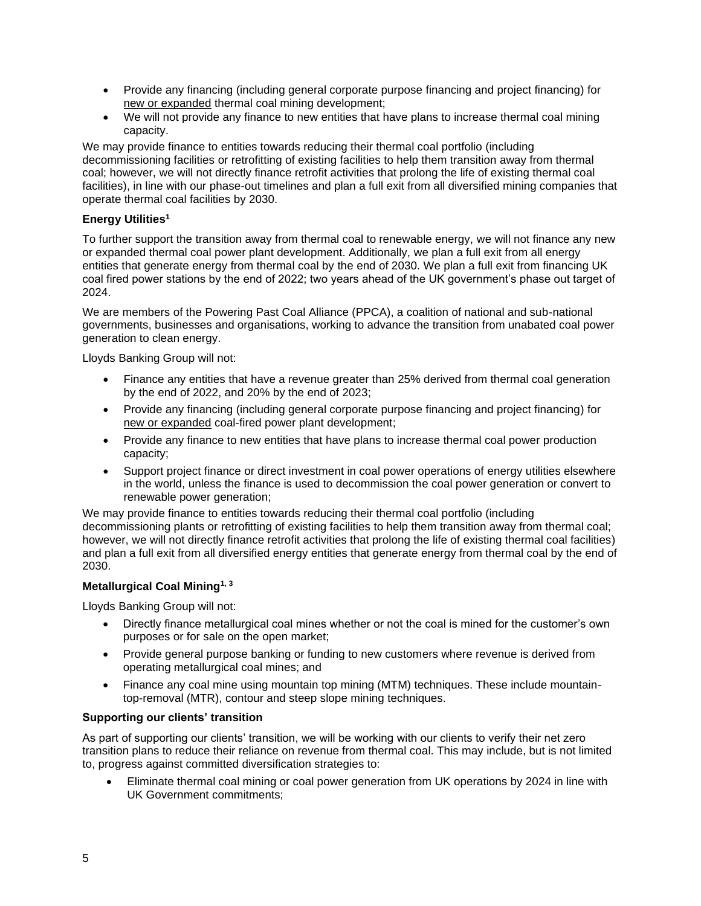- Provide any financing (including general corporate purpose financing and project financing) for new or expanded thermal coal mining development;
- We will not provide any finance to new entities that have plans to increase thermal coal mining capacity.

We may provide finance to entities towards reducing their thermal coal portfolio (including decommissioning facilities or retrofitting of existing facilities to help them transition away from thermal coal; however, we will not directly finance retrofit activities that prolong the life of existing thermal coal facilities), in line with our phase-out timelines and plan a full exit from all diversified mining companies that operate thermal coal facilities by 2030.

**Energy Utilities[1]**

To further support the transition away from thermal coal to renewable energy, we will not finance any new or expanded thermal coal power plant development. Additionally, we plan a full exit from all energy entities that generate energy from thermal coal by the end of 2030. We plan a full exit from financing UK coal fired power stations by the end of 2022; two years ahead of the UK government's phase out target of 2024.

We are members of the Powering Past Coal Alliance (PPCA), a coalition of national and sub-national governments, businesses and organisations, working to advance the transition from unabated coal power generation to clean energy.

Lloyds Banking Group will not:

- Finance any entities that have a revenue greater than 25% derived from thermal coal generation by the end of 2022, and 20% by the end of 2023;
- Provide any financing (including general corporate purpose financing and project financing) for new or expanded coal-fired power plant development;
- Provide any finance to new entities that have plans to increase thermal coal power production capacity;
- Support project finance or direct investment in coal power operations of energy utilities elsewhere in the world, unless the finance is used to decommission the coal power generation or convert to renewable power generation;

We may provide finance to entities towards reducing their thermal coal portfolio (including decommissioning plants or retrofitting of existing facilities to help them transition away from thermal coal; however, we will not directly finance retrofit activities that prolong the life of existing thermal coal facilities) and plan a full exit from all diversified energy entities that generate energy from thermal coal by the end of 2030.

**Metallurgical Coal Mining[1, 3]**

Lloyds Banking Group will not:

- Directly finance metallurgical coal mines whether or not the coal is mined for the customer's own purposes or for sale on the open market;
- Provide general purpose banking or funding to new customers where revenue is derived from operating metallurgical coal mines; and
- Finance any coal mine using mountain top mining (MTM) techniques. These include mountain-top-removal (MTR), contour and steep slope mining techniques.

**Supporting our clients' transition**

As part of supporting our clients' transition, we will be working with our clients to verify their net zero transition plans to reduce their reliance on revenue from thermal coal. This may include, but is not limited to, progress against committed diversification strategies to:

- Eliminate thermal coal mining or coal power generation from UK operations by 2024 in line with UK Government commitments;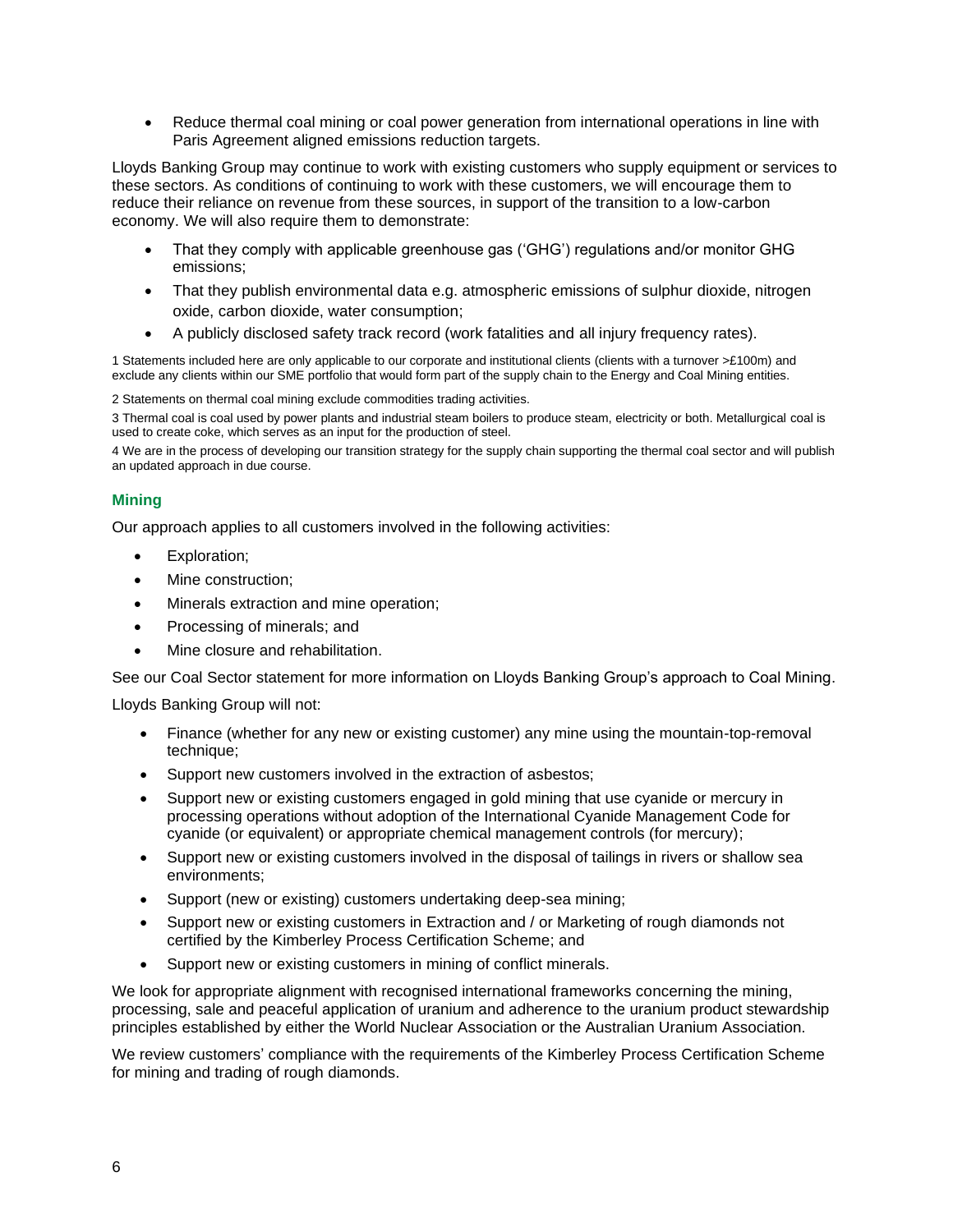- Reduce thermal coal mining or coal power generation from international operations in line with Paris Agreement aligned emissions reduction targets.

Lloyds Banking Group may continue to work with existing customers who supply equipment or services to these sectors. As conditions of continuing to work with these customers, we will encourage them to reduce their reliance on revenue from these sources, in support of the transition to a low-carbon economy. We will also require them to demonstrate:

- That they comply with applicable greenhouse gas ('GHG') regulations and/or monitor GHG emissions;
- That they publish environmental data e.g. atmospheric emissions of sulphur dioxide, nitrogen oxide, carbon dioxide, water consumption;
- A publicly disclosed safety track record (work fatalities and all injury frequency rates).

1 Statements included here are only applicable to our corporate and institutional clients (clients with a turnover >£100m) and exclude any clients within our SME portfolio that would form part of the supply chain to the Energy and Coal Mining entities.

2 Statements on thermal coal mining exclude commodities trading activities.

3 Thermal coal is coal used by power plants and industrial steam boilers to produce steam, electricity or both. Metallurgical coal is used to create coke, which serves as an input for the production of steel.

4 We are in the process of developing our transition strategy for the supply chain supporting the thermal coal sector and will publish an updated approach in due course.

### Mining

Our approach applies to all customers involved in the following activities:

- Exploration;
- Mine construction;
- Minerals extraction and mine operation;
- Processing of minerals; and
- Mine closure and rehabilitation.

See our Coal Sector statement for more information on Lloyds Banking Group's approach to Coal Mining.

Lloyds Banking Group will not:

- Finance (whether for any new or existing customer) any mine using the mountain-top-removal technique;
- Support new customers involved in the extraction of asbestos;
- Support new or existing customers engaged in gold mining that use cyanide or mercury in processing operations without adoption of the International Cyanide Management Code for cyanide (or equivalent) or appropriate chemical management controls (for mercury);
- Support new or existing customers involved in the disposal of tailings in rivers or shallow sea environments;
- Support (new or existing) customers undertaking deep-sea mining;
- Support new or existing customers in Extraction and / or Marketing of rough diamonds not certified by the Kimberley Process Certification Scheme; and
- Support new or existing customers in mining of conflict minerals.

We look for appropriate alignment with recognised international frameworks concerning the mining, processing, sale and peaceful application of uranium and adherence to the uranium product stewardship principles established by either the World Nuclear Association or the Australian Uranium Association.

We review customers' compliance with the requirements of the Kimberley Process Certification Scheme for mining and trading of rough diamonds.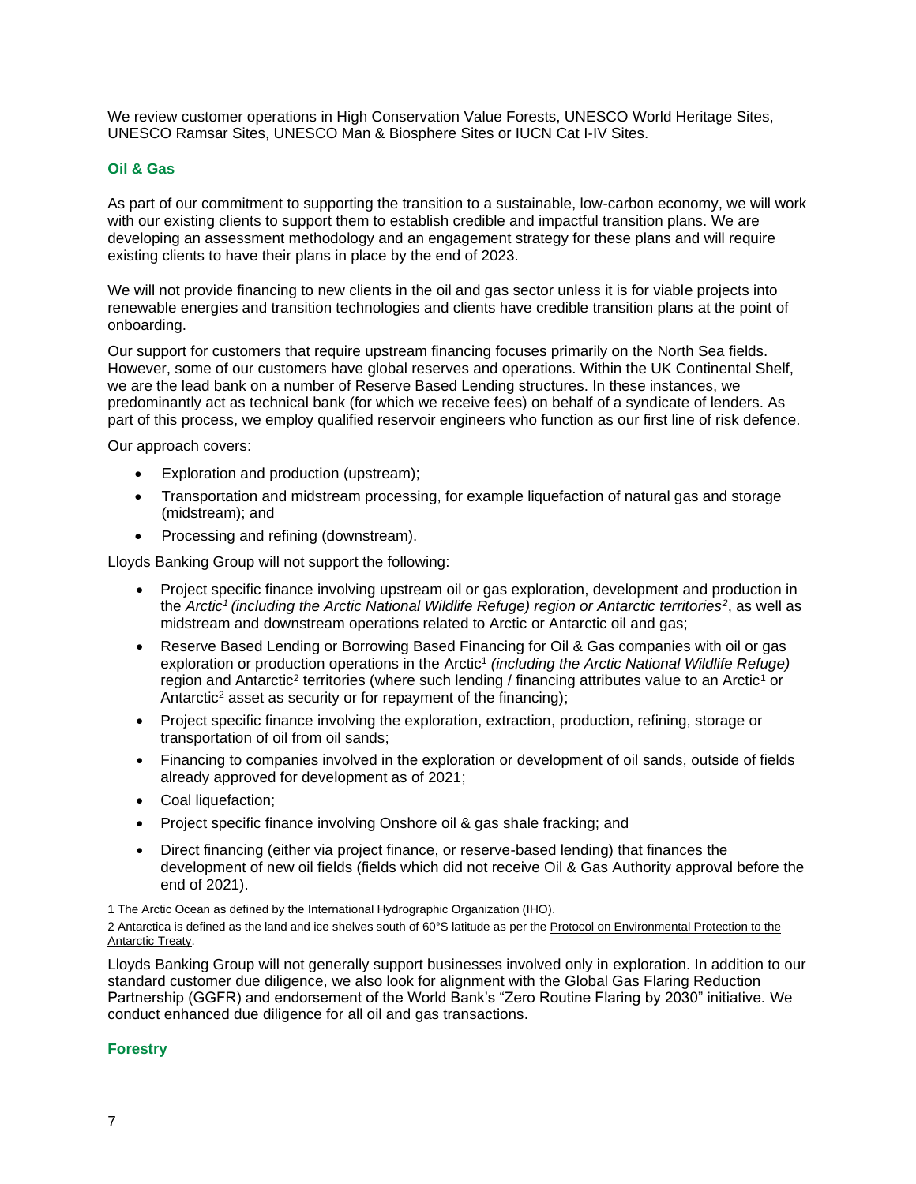We review customer operations in High Conservation Value Forests, UNESCO World Heritage Sites, UNESCO Ramsar Sites, UNESCO Man & Biosphere Sites or IUCN Cat I-IV Sites.

### Oil & Gas

As part of our commitment to supporting the transition to a sustainable, low-carbon economy, we will work with our existing clients to support them to establish credible and impactful transition plans. We are developing an assessment methodology and an engagement strategy for these plans and will require existing clients to have their plans in place by the end of 2023.

We will not provide financing to new clients in the oil and gas sector unless it is for viable projects into renewable energies and transition technologies and clients have credible transition plans at the point of onboarding.

Our support for customers that require upstream financing focuses primarily on the North Sea fields. However, some of our customers have global reserves and operations. Within the UK Continental Shelf, we are the lead bank on a number of Reserve Based Lending structures. In these instances, we predominantly act as technical bank (for which we receive fees) on behalf of a syndicate of lenders. As part of this process, we employ qualified reservoir engineers who function as our first line of risk defence.

Our approach covers:

- Exploration and production (upstream);
- Transportation and midstream processing, for example liquefaction of natural gas and storage (midstream); and
- Processing and refining (downstream).

Lloyds Banking Group will not support the following:

- Project specific finance involving upstream oil or gas exploration, development and production in the *Arctic[1] (including the Arctic National Wildlife Refuge) region or Antarctic territories[2]*, as well as midstream and downstream operations related to Arctic or Antarctic oil and gas;
- Reserve Based Lending or Borrowing Based Financing for Oil & Gas companies with oil or gas exploration or production operations in the Arctic[1] *(including the Arctic National Wildlife Refuge)* region and Antarctic[2] territories (where such lending / financing attributes value to an Arctic[1] or Antarctic[2] asset as security or for repayment of the financing);
- Project specific finance involving the exploration, extraction, production, refining, storage or transportation of oil from oil sands;
- Financing to companies involved in the exploration or development of oil sands, outside of fields already approved for development as of 2021;
- Coal liquefaction;
- Project specific finance involving Onshore oil & gas shale fracking; and
- Direct financing (either via project finance, or reserve-based lending) that finances the development of new oil fields (fields which did not receive Oil & Gas Authority approval before the end of 2021).

1 The Arctic Ocean as defined by the International Hydrographic Organization (IHO).

2 Antarctica is defined as the land and ice shelves south of 60°S latitude as per the Protocol on Environmental Protection to the Antarctic Treaty.

Lloyds Banking Group will not generally support businesses involved only in exploration. In addition to our standard customer due diligence, we also look for alignment with the Global Gas Flaring Reduction Partnership (GGFR) and endorsement of the World Bank's "Zero Routine Flaring by 2030" initiative. We conduct enhanced due diligence for all oil and gas transactions.

### Forestry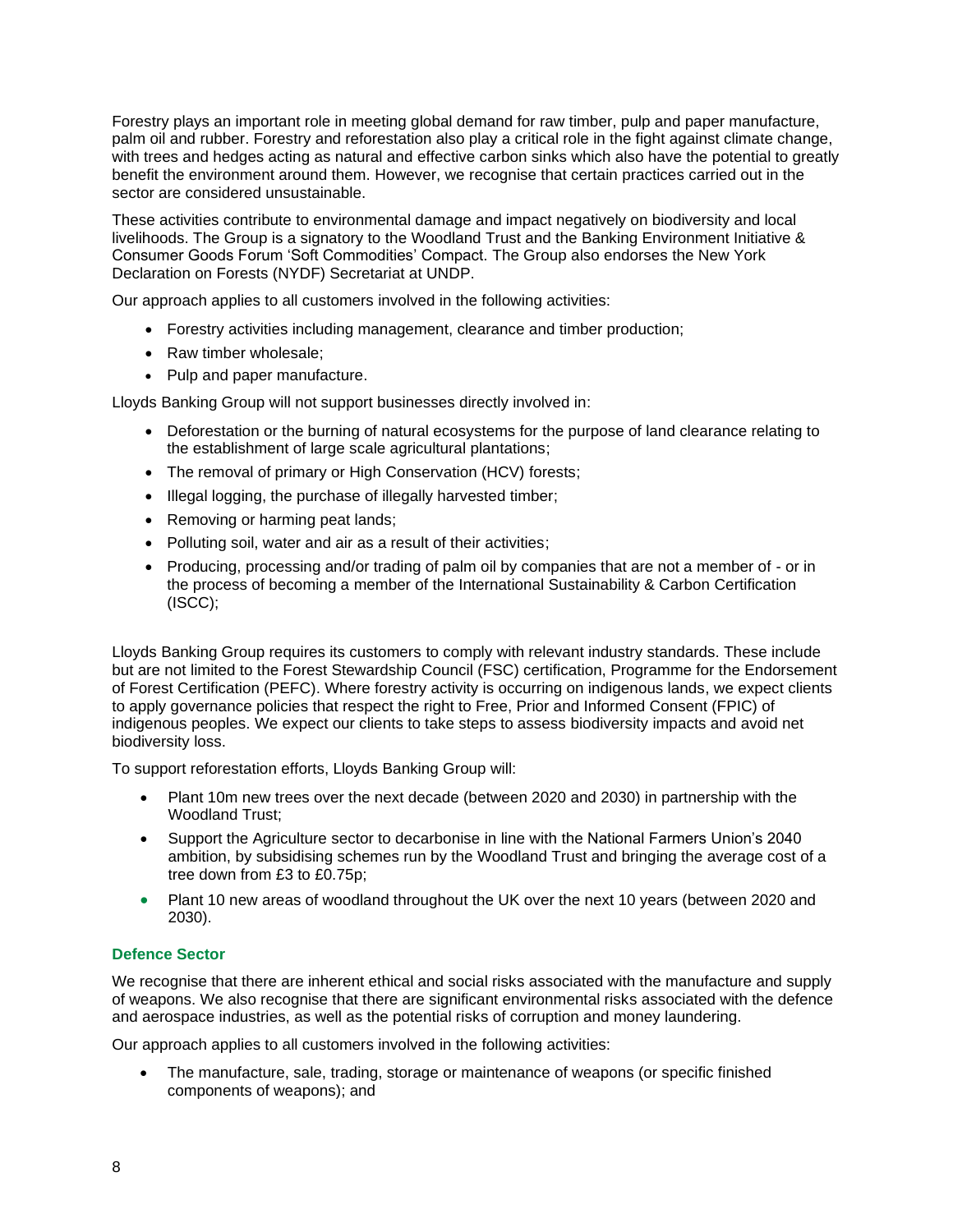Forestry plays an important role in meeting global demand for raw timber, pulp and paper manufacture, palm oil and rubber. Forestry and reforestation also play a critical role in the fight against climate change, with trees and hedges acting as natural and effective carbon sinks which also have the potential to greatly benefit the environment around them. However, we recognise that certain practices carried out in the sector are considered unsustainable.

These activities contribute to environmental damage and impact negatively on biodiversity and local livelihoods. The Group is a signatory to the Woodland Trust and the Banking Environment Initiative & Consumer Goods Forum 'Soft Commodities' Compact. The Group also endorses the New York Declaration on Forests (NYDF) Secretariat at UNDP.

Our approach applies to all customers involved in the following activities:

- Forestry activities including management, clearance and timber production;
- Raw timber wholesale;
- Pulp and paper manufacture.

Lloyds Banking Group will not support businesses directly involved in:

- Deforestation or the burning of natural ecosystems for the purpose of land clearance relating to the establishment of large scale agricultural plantations;
- The removal of primary or High Conservation (HCV) forests;
- Illegal logging, the purchase of illegally harvested timber;
- Removing or harming peat lands;
- Polluting soil, water and air as a result of their activities;
- Producing, processing and/or trading of palm oil by companies that are not a member of - or in the process of becoming a member of the International Sustainability & Carbon Certification (ISCC);

Lloyds Banking Group requires its customers to comply with relevant industry standards. These include but are not limited to the Forest Stewardship Council (FSC) certification, Programme for the Endorsement of Forest Certification (PEFC). Where forestry activity is occurring on indigenous lands, we expect clients to apply governance policies that respect the right to Free, Prior and Informed Consent (FPIC) of indigenous peoples. We expect our clients to take steps to assess biodiversity impacts and avoid net biodiversity loss.

To support reforestation efforts, Lloyds Banking Group will:

- Plant 10m new trees over the next decade (between 2020 and 2030) in partnership with the Woodland Trust;
- Support the Agriculture sector to decarbonise in line with the National Farmers Union's 2040 ambition, by subsidising schemes run by the Woodland Trust and bringing the average cost of a tree down from £3 to £0.75p;
- Plant 10 new areas of woodland throughout the UK over the next 10 years (between 2020 and 2030).

### Defence Sector

We recognise that there are inherent ethical and social risks associated with the manufacture and supply of weapons. We also recognise that there are significant environmental risks associated with the defence and aerospace industries, as well as the potential risks of corruption and money laundering.

Our approach applies to all customers involved in the following activities:

- The manufacture, sale, trading, storage or maintenance of weapons (or specific finished components of weapons); and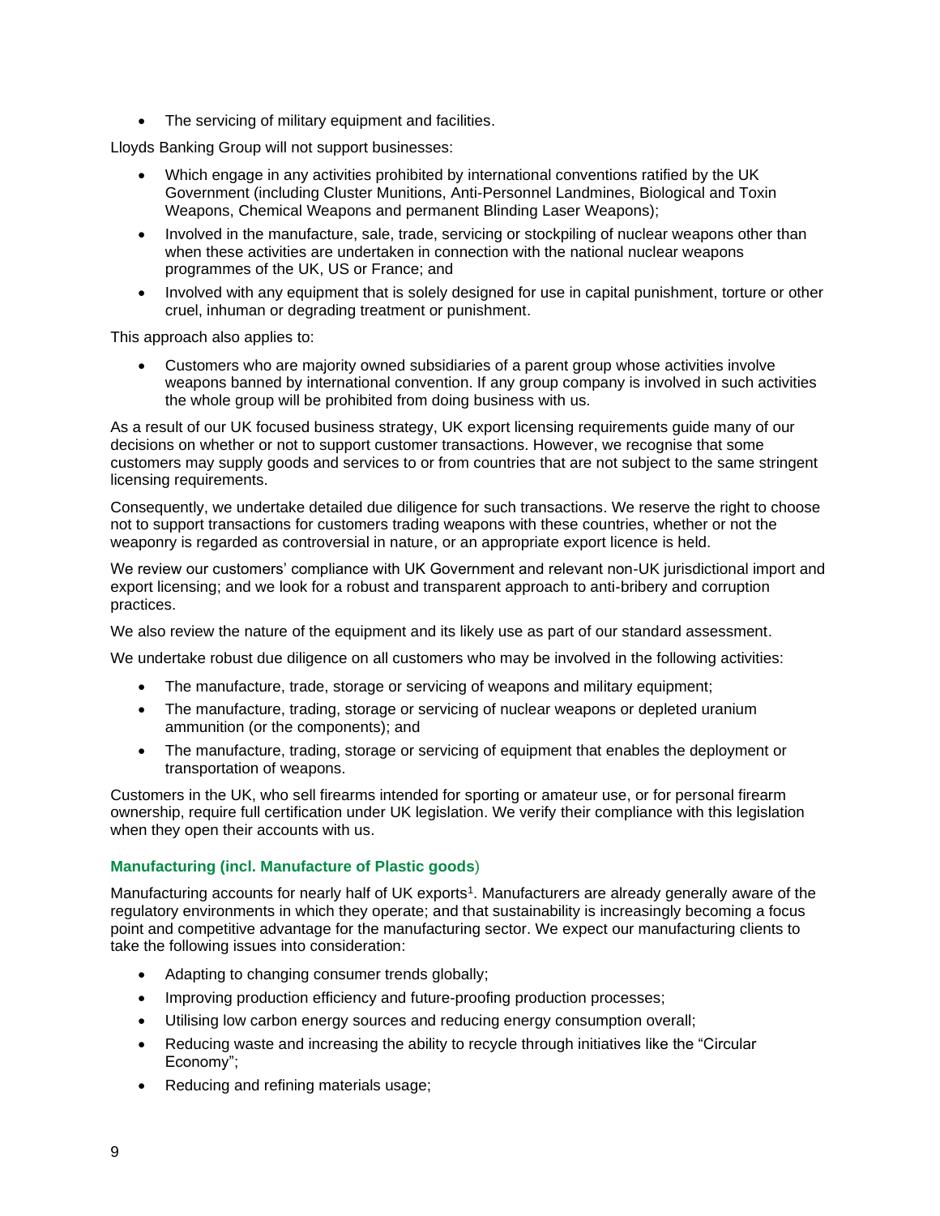- The servicing of military equipment and facilities.

Lloyds Banking Group will not support businesses:

- Which engage in any activities prohibited by international conventions ratified by the UK Government (including Cluster Munitions, Anti-Personnel Landmines, Biological and Toxin Weapons, Chemical Weapons and permanent Blinding Laser Weapons);
- Involved in the manufacture, sale, trade, servicing or stockpiling of nuclear weapons other than when these activities are undertaken in connection with the national nuclear weapons programmes of the UK, US or France; and
- Involved with any equipment that is solely designed for use in capital punishment, torture or other cruel, inhuman or degrading treatment or punishment.

This approach also applies to:

- Customers who are majority owned subsidiaries of a parent group whose activities involve weapons banned by international convention. If any group company is involved in such activities the whole group will be prohibited from doing business with us.

As a result of our UK focused business strategy, UK export licensing requirements guide many of our decisions on whether or not to support customer transactions. However, we recognise that some customers may supply goods and services to or from countries that are not subject to the same stringent licensing requirements.

Consequently, we undertake detailed due diligence for such transactions. We reserve the right to choose not to support transactions for customers trading weapons with these countries, whether or not the weaponry is regarded as controversial in nature, or an appropriate export licence is held.

We review our customers' compliance with UK Government and relevant non-UK jurisdictional import and export licensing; and we look for a robust and transparent approach to anti-bribery and corruption practices.

We also review the nature of the equipment and its likely use as part of our standard assessment.

We undertake robust due diligence on all customers who may be involved in the following activities:

- The manufacture, trade, storage or servicing of weapons and military equipment;
- The manufacture, trading, storage or servicing of nuclear weapons or depleted uranium ammunition (or the components); and
- The manufacture, trading, storage or servicing of equipment that enables the deployment or transportation of weapons.

Customers in the UK, who sell firearms intended for sporting or amateur use, or for personal firearm ownership, require full certification under UK legislation. We verify their compliance with this legislation when they open their accounts with us.

### Manufacturing (incl. Manufacture of Plastic goods)

Manufacturing accounts for nearly half of UK exports[1]. Manufacturers are already generally aware of the regulatory environments in which they operate; and that sustainability is increasingly becoming a focus point and competitive advantage for the manufacturing sector. We expect our manufacturing clients to take the following issues into consideration:

- Adapting to changing consumer trends globally;
- Improving production efficiency and future-proofing production processes;
- Utilising low carbon energy sources and reducing energy consumption overall;
- Reducing waste and increasing the ability to recycle through initiatives like the "Circular Economy";
- Reducing and refining materials usage;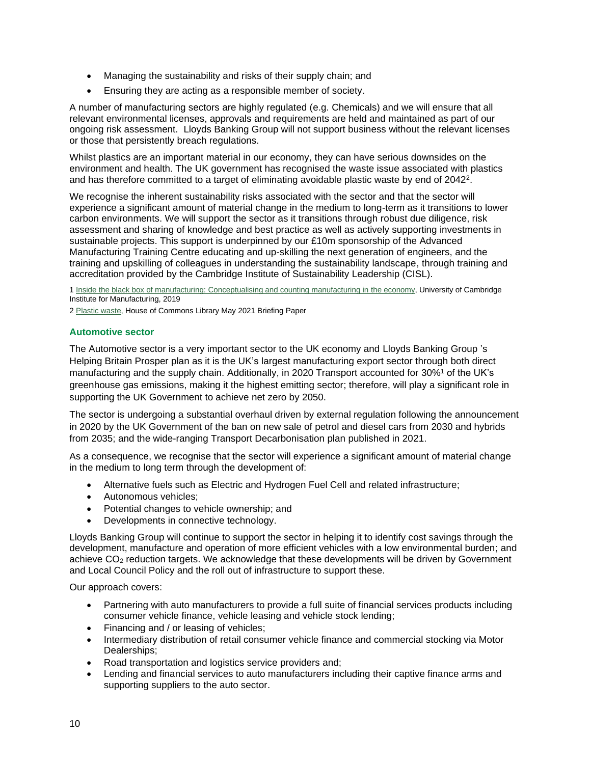- Managing the sustainability and risks of their supply chain; and
- Ensuring they are acting as a responsible member of society.

A number of manufacturing sectors are highly regulated (e.g. Chemicals) and we will ensure that all relevant environmental licenses, approvals and requirements are held and maintained as part of our ongoing risk assessment. Lloyds Banking Group will not support business without the relevant licenses or those that persistently breach regulations.

Whilst plastics are an important material in our economy, they can have serious downsides on the environment and health. The UK government has recognised the waste issue associated with plastics and has therefore committed to a target of eliminating avoidable plastic waste by end of 2042[2].

We recognise the inherent sustainability risks associated with the sector and that the sector will experience a significant amount of material change in the medium to long-term as it transitions to lower carbon environments. We will support the sector as it transitions through robust due diligence, risk assessment and sharing of knowledge and best practice as well as actively supporting investments in sustainable projects. This support is underpinned by our £10m sponsorship of the Advanced Manufacturing Training Centre educating and up-skilling the next generation of engineers, and the training and upskilling of colleagues in understanding the sustainability landscape, through training and accreditation provided by the Cambridge Institute of Sustainability Leadership (CISL).

1 Inside the black box of manufacturing: Conceptualising and counting manufacturing in the economy, University of Cambridge Institute for Manufacturing, 2019

2 Plastic waste, House of Commons Library May 2021 Briefing Paper

## Automotive sector

The Automotive sector is a very important sector to the UK economy and Lloyds Banking Group 's Helping Britain Prosper plan as it is the UK's largest manufacturing export sector through both direct manufacturing and the supply chain. Additionally, in 2020 Transport accounted for 30%[1] of the UK's greenhouse gas emissions, making it the highest emitting sector; therefore, will play a significant role in supporting the UK Government to achieve net zero by 2050.

The sector is undergoing a substantial overhaul driven by external regulation following the announcement in 2020 by the UK Government of the ban on new sale of petrol and diesel cars from 2030 and hybrids from 2035; and the wide-ranging Transport Decarbonisation plan published in 2021.

As a consequence, we recognise that the sector will experience a significant amount of material change in the medium to long term through the development of:

- Alternative fuels such as Electric and Hydrogen Fuel Cell and related infrastructure;
- Autonomous vehicles;
- Potential changes to vehicle ownership; and
- Developments in connective technology.

Lloyds Banking Group will continue to support the sector in helping it to identify cost savings through the development, manufacture and operation of more efficient vehicles with a low environmental burden; and achieve $CO_2$ reduction targets. We acknowledge that these developments will be driven by Government and Local Council Policy and the roll out of infrastructure to support these.

Our approach covers:

- Partnering with auto manufacturers to provide a full suite of financial services products including consumer vehicle finance, vehicle leasing and vehicle stock lending;
- Financing and / or leasing of vehicles;
- Intermediary distribution of retail consumer vehicle finance and commercial stocking via Motor Dealerships;
- Road transportation and logistics service providers and;
- Lending and financial services to auto manufacturers including their captive finance arms and supporting suppliers to the auto sector.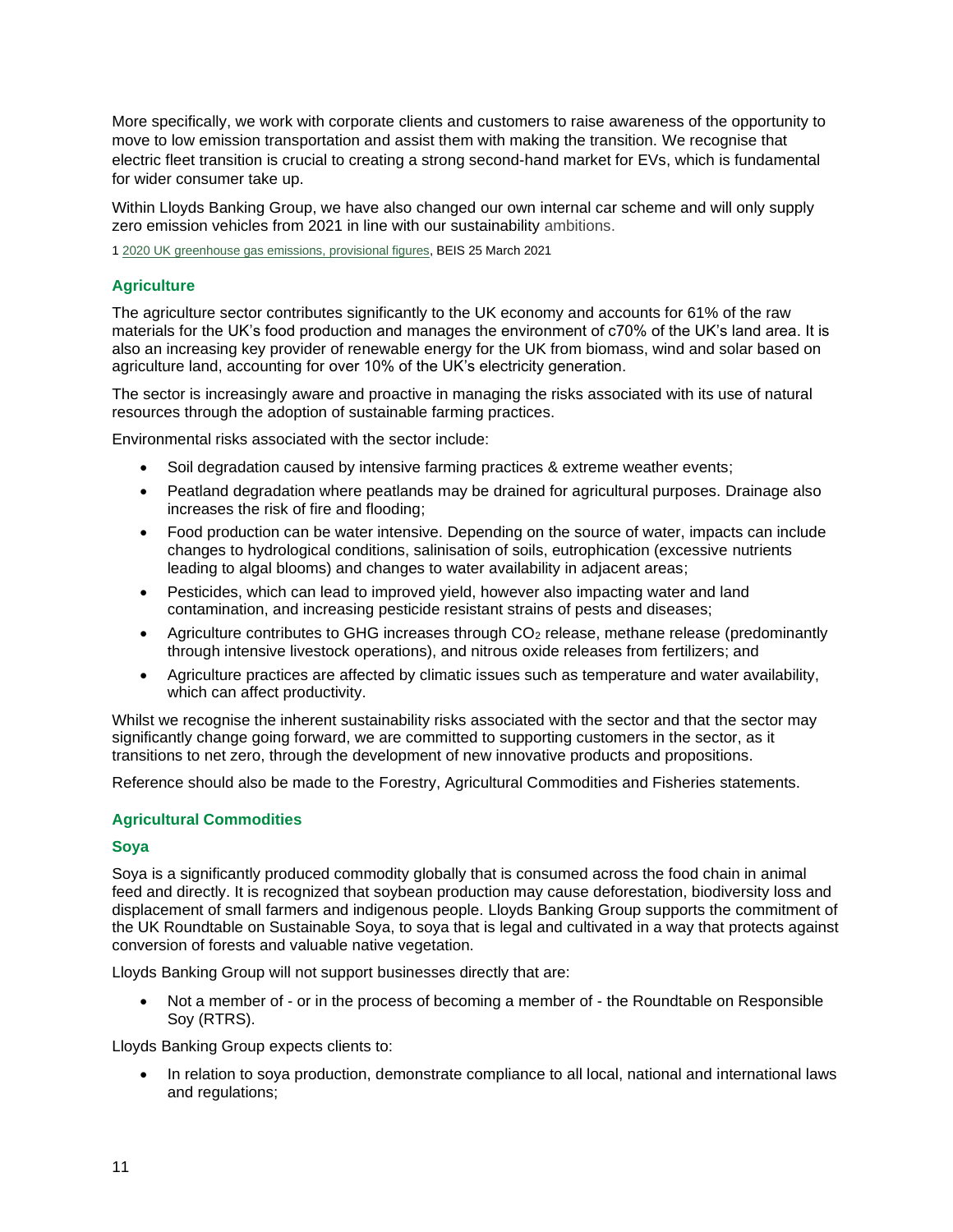More specifically, we work with corporate clients and customers to raise awareness of the opportunity to move to low emission transportation and assist them with making the transition. We recognise that electric fleet transition is crucial to creating a strong second-hand market for EVs, which is fundamental for wider consumer take up.

Within Lloyds Banking Group, we have also changed our own internal car scheme and will only supply zero emission vehicles from 2021 in line with our sustainability ambitions.

1 2020 UK greenhouse gas emissions, provisional figures, BEIS 25 March 2021

## Agriculture

The agriculture sector contributes significantly to the UK economy and accounts for 61% of the raw materials for the UK's food production and manages the environment of c70% of the UK's land area. It is also an increasing key provider of renewable energy for the UK from biomass, wind and solar based on agriculture land, accounting for over 10% of the UK's electricity generation.

The sector is increasingly aware and proactive in managing the risks associated with its use of natural resources through the adoption of sustainable farming practices.

Environmental risks associated with the sector include:

- Soil degradation caused by intensive farming practices & extreme weather events;
- Peatland degradation where peatlands may be drained for agricultural purposes. Drainage also increases the risk of fire and flooding;
- Food production can be water intensive. Depending on the source of water, impacts can include changes to hydrological conditions, salinisation of soils, eutrophication (excessive nutrients leading to algal blooms) and changes to water availability in adjacent areas;
- Pesticides, which can lead to improved yield, however also impacting water and land contamination, and increasing pesticide resistant strains of pests and diseases;
- Agriculture contributes to GHG increases through $CO_2$ release, methane release (predominantly through intensive livestock operations), and nitrous oxide releases from fertilizers; and
- Agriculture practices are affected by climatic issues such as temperature and water availability, which can affect productivity.

Whilst we recognise the inherent sustainability risks associated with the sector and that the sector may significantly change going forward, we are committed to supporting customers in the sector, as it transitions to net zero, through the development of new innovative products and propositions.

Reference should also be made to the Forestry, Agricultural Commodities and Fisheries statements.

## Agricultural Commodities

### Soya

Soya is a significantly produced commodity globally that is consumed across the food chain in animal feed and directly. It is recognized that soybean production may cause deforestation, biodiversity loss and displacement of small farmers and indigenous people. Lloyds Banking Group supports the commitment of the UK Roundtable on Sustainable Soya, to soya that is legal and cultivated in a way that protects against conversion of forests and valuable native vegetation.

Lloyds Banking Group will not support businesses directly that are:

- Not a member of - or in the process of becoming a member of - the Roundtable on Responsible Soy (RTRS).

Lloyds Banking Group expects clients to:

- In relation to soya production, demonstrate compliance to all local, national and international laws and regulations;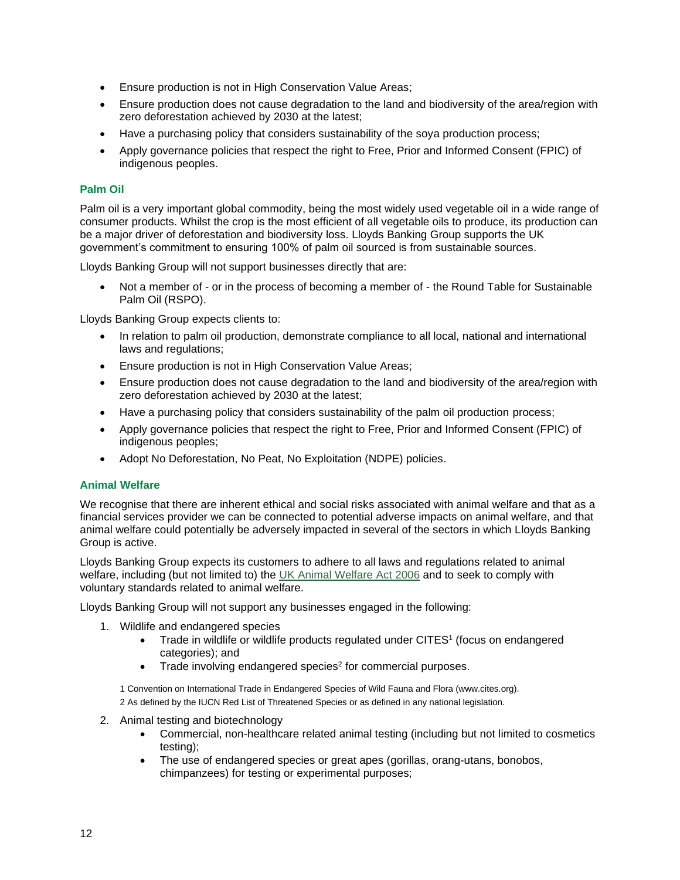- Ensure production is not in High Conservation Value Areas;
- Ensure production does not cause degradation to the land and biodiversity of the area/region with zero deforestation achieved by 2030 at the latest;
- Have a purchasing policy that considers sustainability of the soya production process;
- Apply governance policies that respect the right to Free, Prior and Informed Consent (FPIC) of indigenous peoples.

### Palm Oil

Palm oil is a very important global commodity, being the most widely used vegetable oil in a wide range of consumer products. Whilst the crop is the most efficient of all vegetable oils to produce, its production can be a major driver of deforestation and biodiversity loss. Lloyds Banking Group supports the UK government's commitment to ensuring 100% of palm oil sourced is from sustainable sources.

Lloyds Banking Group will not support businesses directly that are:

- Not a member of - or in the process of becoming a member of - the Round Table for Sustainable Palm Oil (RSPO).

Lloyds Banking Group expects clients to:

- In relation to palm oil production, demonstrate compliance to all local, national and international laws and regulations;
- Ensure production is not in High Conservation Value Areas;
- Ensure production does not cause degradation to the land and biodiversity of the area/region with zero deforestation achieved by 2030 at the latest;
- Have a purchasing policy that considers sustainability of the palm oil production process;
- Apply governance policies that respect the right to Free, Prior and Informed Consent (FPIC) of indigenous peoples;
- Adopt No Deforestation, No Peat, No Exploitation (NDPE) policies.

### Animal Welfare

We recognise that there are inherent ethical and social risks associated with animal welfare and that as a financial services provider we can be connected to potential adverse impacts on animal welfare, and that animal welfare could potentially be adversely impacted in several of the sectors in which Lloyds Banking Group is active.

Lloyds Banking Group expects its customers to adhere to all laws and regulations related to animal welfare, including (but not limited to) the UK Animal Welfare Act 2006 and to seek to comply with voluntary standards related to animal welfare.

Lloyds Banking Group will not support any businesses engaged in the following:

1. Wildlife and endangered species
    - Trade in wildlife or wildlife products regulated under CITES[1] (focus on endangered categories); and
    - Trade involving endangered species[2] for commercial purposes.

1 Convention on International Trade in Endangered Species of Wild Fauna and Flora (www.cites.org).
2 As defined by the IUCN Red List of Threatened Species or as defined in any national legislation.

2. Animal testing and biotechnology
    - Commercial, non-healthcare related animal testing (including but not limited to cosmetics testing);
    - The use of endangered species or great apes (gorillas, orang-utans, bonobos, chimpanzees) for testing or experimental purposes;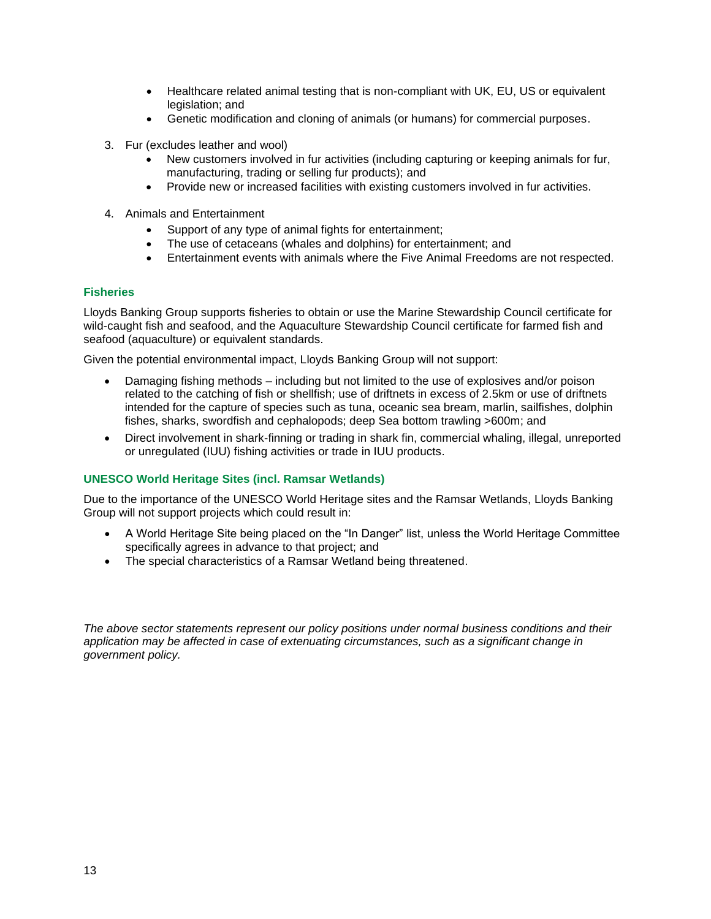- Healthcare related animal testing that is non-compliant with UK, EU, US or equivalent legislation; and
- Genetic modification and cloning of animals (or humans) for commercial purposes.

3. Fur (excludes leather and wool)
   - New customers involved in fur activities (including capturing or keeping animals for fur, manufacturing, trading or selling fur products); and
   - Provide new or increased facilities with existing customers involved in fur activities.

4. Animals and Entertainment
   - Support of any type of animal fights for entertainment;
   - The use of cetaceans (whales and dolphins) for entertainment; and
   - Entertainment events with animals where the Five Animal Freedoms are not respected.

### Fisheries

Lloyds Banking Group supports fisheries to obtain or use the Marine Stewardship Council certificate for wild-caught fish and seafood, and the Aquaculture Stewardship Council certificate for farmed fish and seafood (aquaculture) or equivalent standards.

Given the potential environmental impact, Lloyds Banking Group will not support:

- Damaging fishing methods – including but not limited to the use of explosives and/or poison related to the catching of fish or shellfish; use of driftnets in excess of 2.5km or use of driftnets intended for the capture of species such as tuna, oceanic sea bream, marlin, sailfishes, dolphin fishes, sharks, swordfish and cephalopods; deep Sea bottom trawling >600m; and
- Direct involvement in shark-finning or trading in shark fin, commercial whaling, illegal, unreported or unregulated (IUU) fishing activities or trade in IUU products.

### UNESCO World Heritage Sites (incl. Ramsar Wetlands)

Due to the importance of the UNESCO World Heritage sites and the Ramsar Wetlands, Lloyds Banking Group will not support projects which could result in:

- A World Heritage Site being placed on the “In Danger” list, unless the World Heritage Committee specifically agrees in advance to that project; and
- The special characteristics of a Ramsar Wetland being threatened.

*The above sector statements represent our policy positions under normal business conditions and their application may be affected in case of extenuating circumstances, such as a significant change in government policy.*